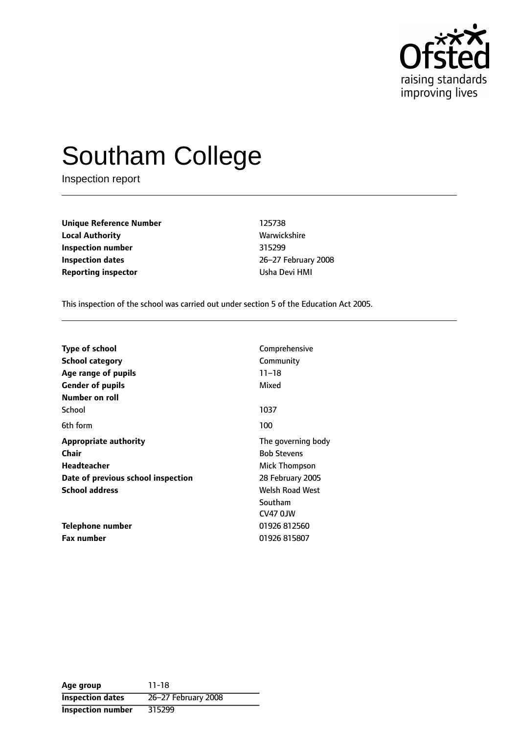# Southam College

Inspection report

| | |
|---|---|
| **Unique Reference Number** | 125738 |
| **Local Authority** | Warwickshire |
| **Inspection number** | 315299 |
| **Inspection dates** | 26–27 February 2008 |
| **Reporting inspector** | Usha Devi HMI |

This inspection of the school was carried out under section 5 of the Education Act 2005.

| | |
|---|---|
| **Type of school** | Comprehensive |
| **School category** | Community |
| **Age range of pupils** | 11–18 |
| **Gender of pupils** | Mixed |
| **Number on roll** | |
| School | 1037 |
| 6th form | 100 |
| **Appropriate authority** | The governing body |
| **Chair** | Bob Stevens |
| **Headteacher** | Mick Thompson |
| **Date of previous school inspection** | 28 February 2005 |
| **School address** | Welsh Road West<br>Southam<br>CV47 0JW |
| **Telephone number** | 01926 812560 |
| **Fax number** | 01926 815807 |

| | |
|---|---|
| **Age group** | 11-18 |
| **Inspection dates** | 26–27 February 2008 |
| **Inspection number** | 315299 |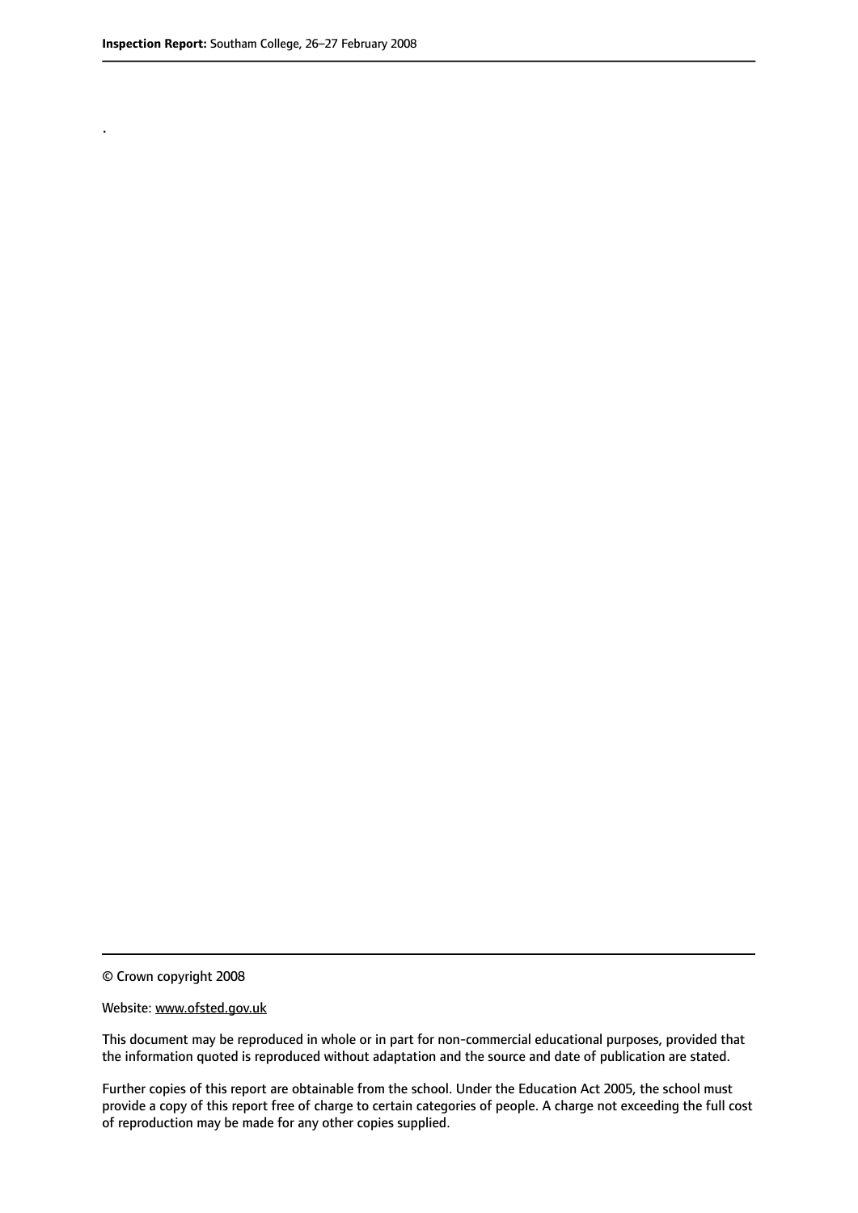.

© Crown copyright 2008

Website: www.ofsted.gov.uk

This document may be reproduced in whole or in part for non-commercial educational purposes, provided that the information quoted is reproduced without adaptation and the source and date of publication are stated.

Further copies of this report are obtainable from the school. Under the Education Act 2005, the school must provide a copy of this report free of charge to certain categories of people. A charge not exceeding the full cost of reproduction may be made for any other copies supplied.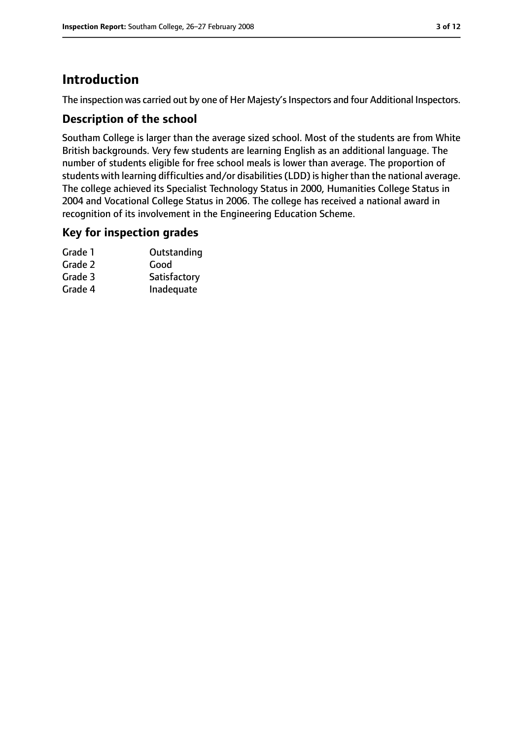# Introduction

The inspection was carried out by one of Her Majesty's Inspectors and four Additional Inspectors.

## Description of the school

Southam College is larger than the average sized school. Most of the students are from White British backgrounds. Very few students are learning English as an additional language. The number of students eligible for free school meals is lower than average. The proportion of students with learning difficulties and/or disabilities (LDD) is higher than the national average. The college achieved its Specialist Technology Status in 2000, Humanities College Status in 2004 and Vocational College Status in 2006. The college has received a national award in recognition of its involvement in the Engineering Education Scheme.

## Key for inspection grades

| | |
|---|---|
| Grade 1 | Outstanding |
| Grade 2 | Good |
| Grade 3 | Satisfactory |
| Grade 4 | Inadequate |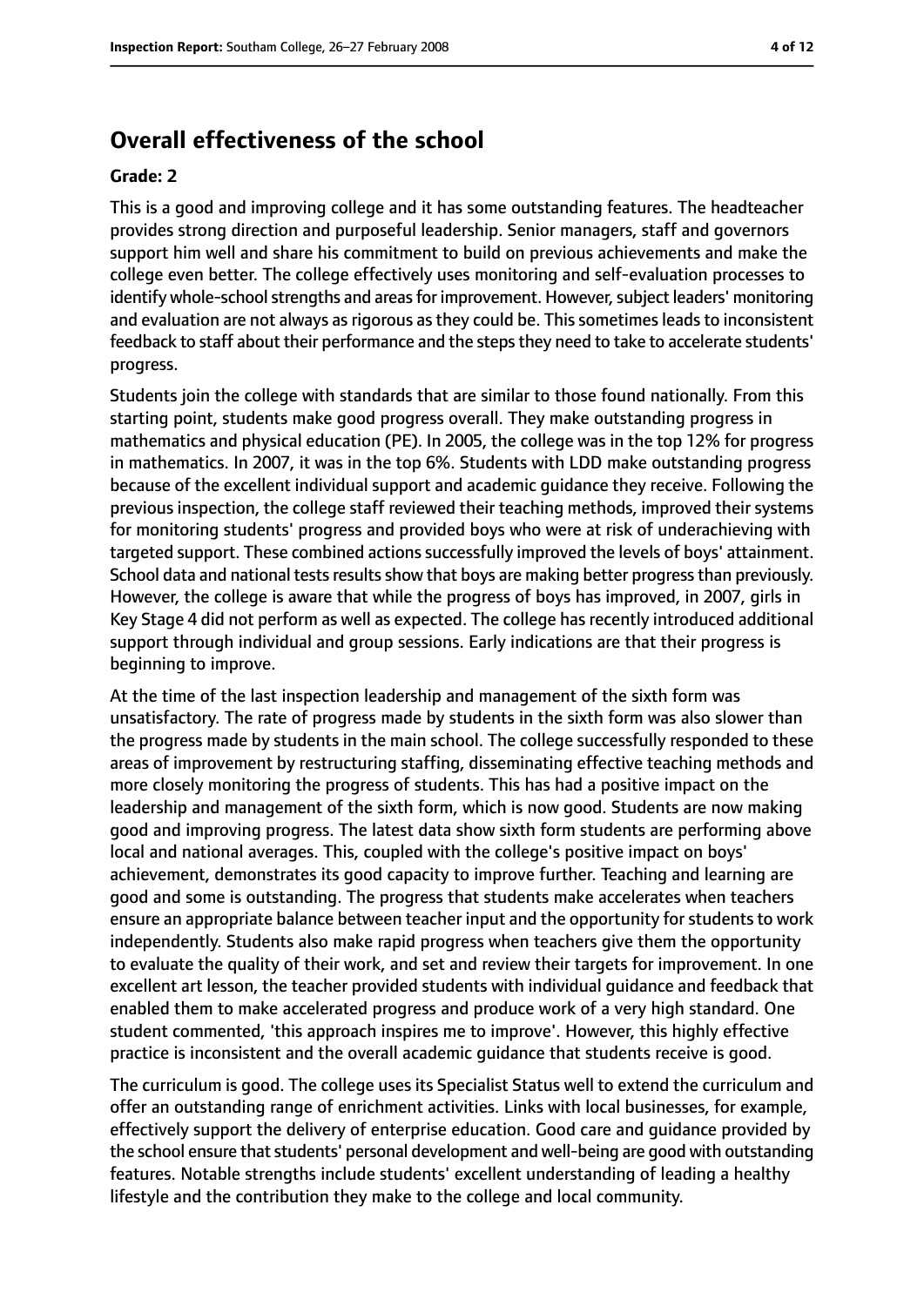# Overall effectiveness of the school

**Grade: 2**

This is a good and improving college and it has some outstanding features. The headteacher provides strong direction and purposeful leadership. Senior managers, staff and governors support him well and share his commitment to build on previous achievements and make the college even better. The college effectively uses monitoring and self-evaluation processes to identify whole-school strengths and areas for improvement. However, subject leaders' monitoring and evaluation are not always as rigorous as they could be. This sometimes leads to inconsistent feedback to staff about their performance and the steps they need to take to accelerate students' progress.

Students join the college with standards that are similar to those found nationally. From this starting point, students make good progress overall. They make outstanding progress in mathematics and physical education (PE). In 2005, the college was in the top 12% for progress in mathematics. In 2007, it was in the top 6%. Students with LDD make outstanding progress because of the excellent individual support and academic guidance they receive. Following the previous inspection, the college staff reviewed their teaching methods, improved their systems for monitoring students' progress and provided boys who were at risk of underachieving with targeted support. These combined actions successfully improved the levels of boys' attainment. School data and national tests results show that boys are making better progress than previously. However, the college is aware that while the progress of boys has improved, in 2007, girls in Key Stage 4 did not perform as well as expected. The college has recently introduced additional support through individual and group sessions. Early indications are that their progress is beginning to improve.

At the time of the last inspection leadership and management of the sixth form was unsatisfactory. The rate of progress made by students in the sixth form was also slower than the progress made by students in the main school. The college successfully responded to these areas of improvement by restructuring staffing, disseminating effective teaching methods and more closely monitoring the progress of students. This has had a positive impact on the leadership and management of the sixth form, which is now good. Students are now making good and improving progress. The latest data show sixth form students are performing above local and national averages. This, coupled with the college's positive impact on boys' achievement, demonstrates its good capacity to improve further. Teaching and learning are good and some is outstanding. The progress that students make accelerates when teachers ensure an appropriate balance between teacher input and the opportunity for students to work independently. Students also make rapid progress when teachers give them the opportunity to evaluate the quality of their work, and set and review their targets for improvement. In one excellent art lesson, the teacher provided students with individual guidance and feedback that enabled them to make accelerated progress and produce work of a very high standard. One student commented, 'this approach inspires me to improve'. However, this highly effective practice is inconsistent and the overall academic guidance that students receive is good.

The curriculum is good. The college uses its Specialist Status well to extend the curriculum and offer an outstanding range of enrichment activities. Links with local businesses, for example, effectively support the delivery of enterprise education. Good care and guidance provided by the school ensure that students' personal development and well-being are good with outstanding features. Notable strengths include students' excellent understanding of leading a healthy lifestyle and the contribution they make to the college and local community.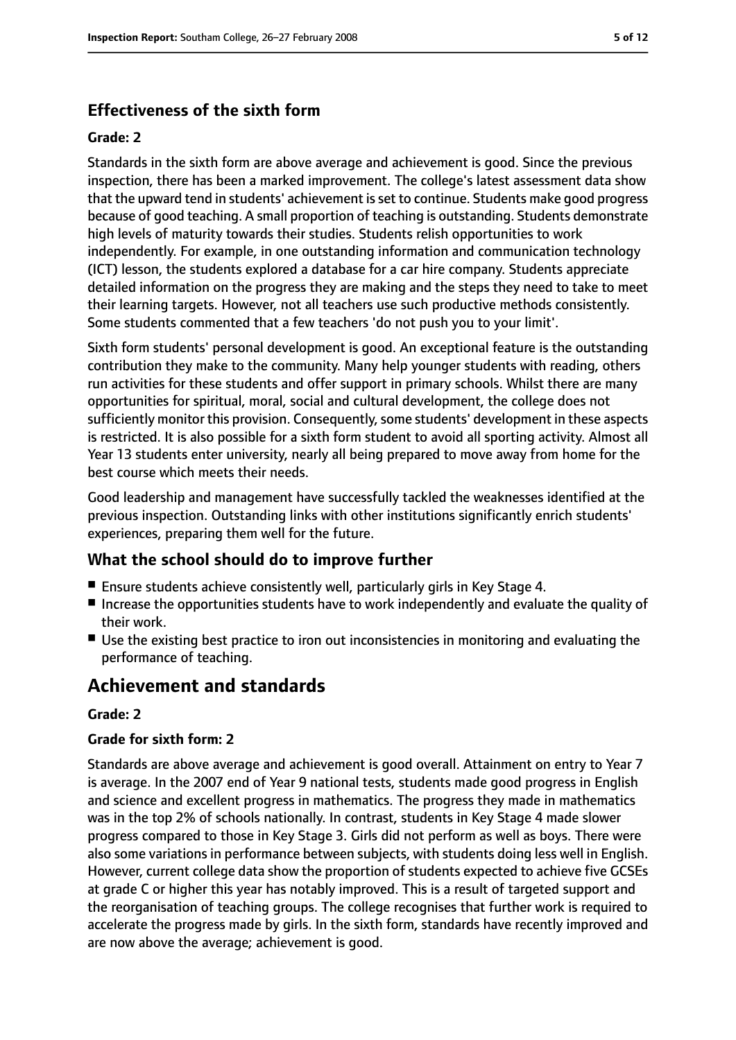### Effectiveness of the sixth form

#### Grade: 2

Standards in the sixth form are above average and achievement is good. Since the previous inspection, there has been a marked improvement. The college's latest assessment data show that the upward tend in students' achievement is set to continue. Students make good progress because of good teaching. A small proportion of teaching is outstanding. Students demonstrate high levels of maturity towards their studies. Students relish opportunities to work independently. For example, in one outstanding information and communication technology (ICT) lesson, the students explored a database for a car hire company. Students appreciate detailed information on the progress they are making and the steps they need to take to meet their learning targets. However, not all teachers use such productive methods consistently. Some students commented that a few teachers 'do not push you to your limit'.

Sixth form students' personal development is good. An exceptional feature is the outstanding contribution they make to the community. Many help younger students with reading, others run activities for these students and offer support in primary schools. Whilst there are many opportunities for spiritual, moral, social and cultural development, the college does not sufficiently monitor this provision. Consequently, some students' development in these aspects is restricted. It is also possible for a sixth form student to avoid all sporting activity. Almost all Year 13 students enter university, nearly all being prepared to move away from home for the best course which meets their needs.

Good leadership and management have successfully tackled the weaknesses identified at the previous inspection. Outstanding links with other institutions significantly enrich students' experiences, preparing them well for the future.

### What the school should do to improve further

- Ensure students achieve consistently well, particularly girls in Key Stage 4.
- Increase the opportunities students have to work independently and evaluate the quality of their work.
- Use the existing best practice to iron out inconsistencies in monitoring and evaluating the performance of teaching.

## Achievement and standards

#### Grade: 2

#### Grade for sixth form: 2

Standards are above average and achievement is good overall. Attainment on entry to Year 7 is average. In the 2007 end of Year 9 national tests, students made good progress in English and science and excellent progress in mathematics. The progress they made in mathematics was in the top 2% of schools nationally. In contrast, students in Key Stage 4 made slower progress compared to those in Key Stage 3. Girls did not perform as well as boys. There were also some variations in performance between subjects, with students doing less well in English. However, current college data show the proportion of students expected to achieve five GCSEs at grade C or higher this year has notably improved. This is a result of targeted support and the reorganisation of teaching groups. The college recognises that further work is required to accelerate the progress made by girls. In the sixth form, standards have recently improved and are now above the average; achievement is good.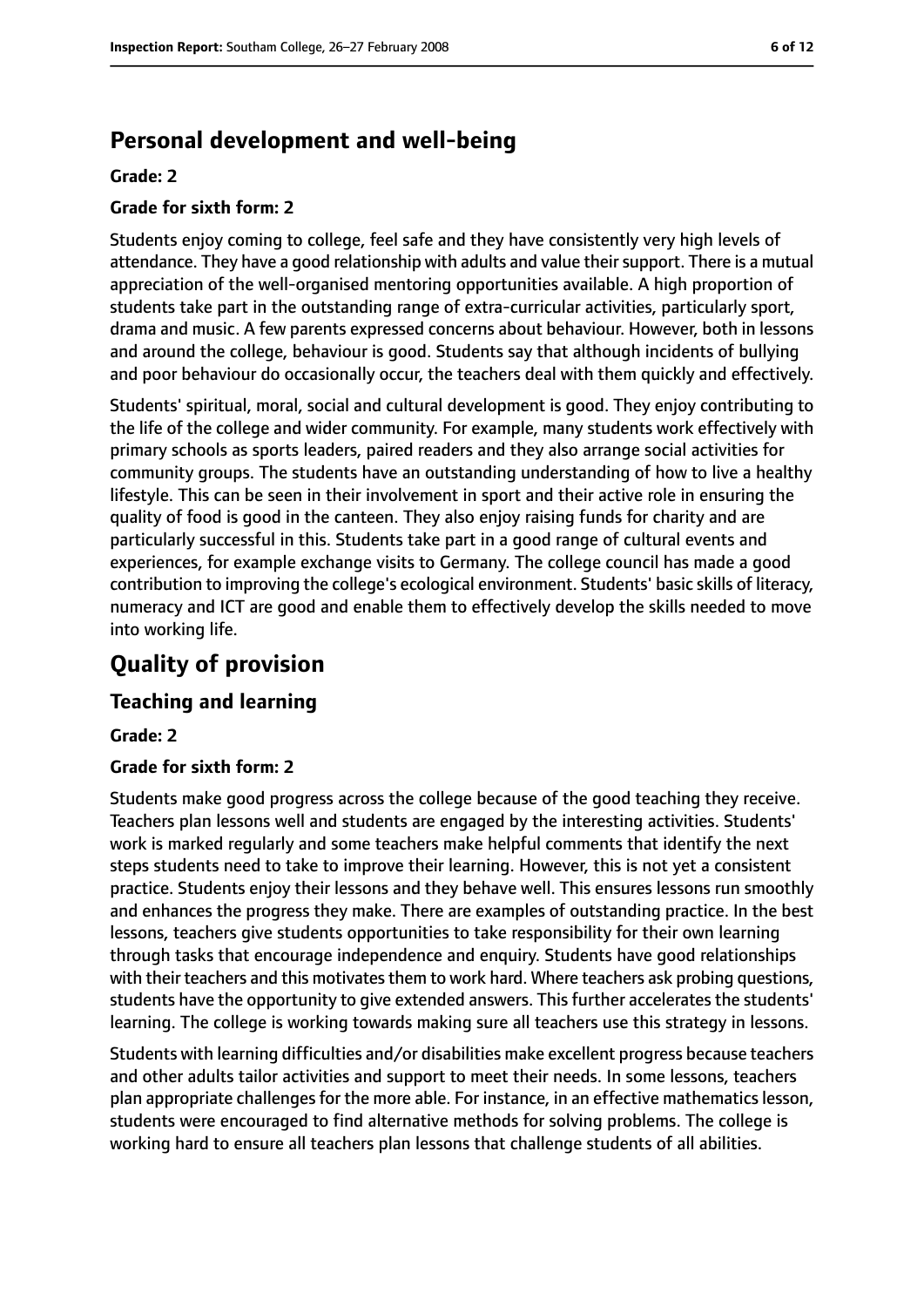## Personal development and well-being

**Grade: 2**

**Grade for sixth form: 2**

Students enjoy coming to college, feel safe and they have consistently very high levels of attendance. They have a good relationship with adults and value their support. There is a mutual appreciation of the well-organised mentoring opportunities available. A high proportion of students take part in the outstanding range of extra-curricular activities, particularly sport, drama and music. A few parents expressed concerns about behaviour. However, both in lessons and around the college, behaviour is good. Students say that although incidents of bullying and poor behaviour do occasionally occur, the teachers deal with them quickly and effectively.

Students' spiritual, moral, social and cultural development is good. They enjoy contributing to the life of the college and wider community. For example, many students work effectively with primary schools as sports leaders, paired readers and they also arrange social activities for community groups. The students have an outstanding understanding of how to live a healthy lifestyle. This can be seen in their involvement in sport and their active role in ensuring the quality of food is good in the canteen. They also enjoy raising funds for charity and are particularly successful in this. Students take part in a good range of cultural events and experiences, for example exchange visits to Germany. The college council has made a good contribution to improving the college's ecological environment. Students' basic skills of literacy, numeracy and ICT are good and enable them to effectively develop the skills needed to move into working life.

# Quality of provision

## Teaching and learning

**Grade: 2**

**Grade for sixth form: 2**

Students make good progress across the college because of the good teaching they receive. Teachers plan lessons well and students are engaged by the interesting activities. Students' work is marked regularly and some teachers make helpful comments that identify the next steps students need to take to improve their learning. However, this is not yet a consistent practice. Students enjoy their lessons and they behave well. This ensures lessons run smoothly and enhances the progress they make. There are examples of outstanding practice. In the best lessons, teachers give students opportunities to take responsibility for their own learning through tasks that encourage independence and enquiry. Students have good relationships with their teachers and this motivates them to work hard. Where teachers ask probing questions, students have the opportunity to give extended answers. This further accelerates the students' learning. The college is working towards making sure all teachers use this strategy in lessons.

Students with learning difficulties and/or disabilities make excellent progress because teachers and other adults tailor activities and support to meet their needs. In some lessons, teachers plan appropriate challenges for the more able. For instance, in an effective mathematics lesson, students were encouraged to find alternative methods for solving problems. The college is working hard to ensure all teachers plan lessons that challenge students of all abilities.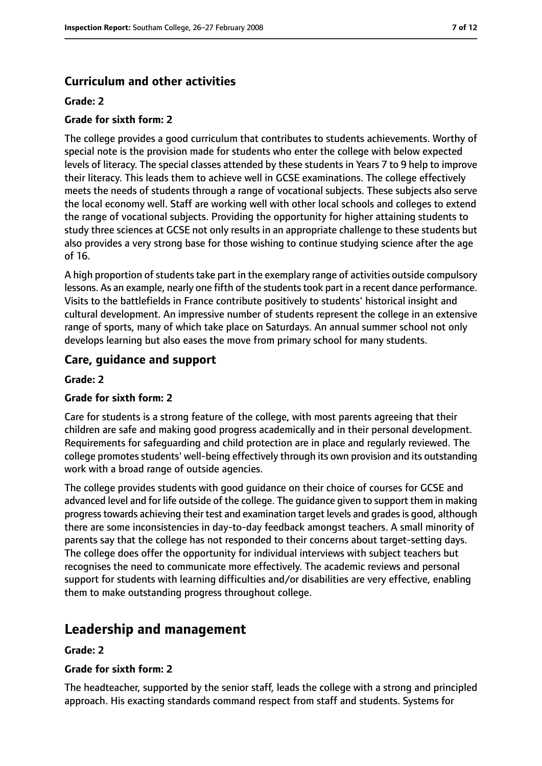### Curriculum and other activities

**Grade: 2**

**Grade for sixth form: 2**

The college provides a good curriculum that contributes to students achievements. Worthy of special note is the provision made for students who enter the college with below expected levels of literacy. The special classes attended by these students in Years 7 to 9 help to improve their literacy. This leads them to achieve well in GCSE examinations. The college effectively meets the needs of students through a range of vocational subjects. These subjects also serve the local economy well. Staff are working well with other local schools and colleges to extend the range of vocational subjects. Providing the opportunity for higher attaining students to study three sciences at GCSE not only results in an appropriate challenge to these students but also provides a very strong base for those wishing to continue studying science after the age of 16.

A high proportion of students take part in the exemplary range of activities outside compulsory lessons. As an example, nearly one fifth of the students took part in a recent dance performance. Visits to the battlefields in France contribute positively to students' historical insight and cultural development. An impressive number of students represent the college in an extensive range of sports, many of which take place on Saturdays. An annual summer school not only develops learning but also eases the move from primary school for many students.

### Care, guidance and support

**Grade: 2**

**Grade for sixth form: 2**

Care for students is a strong feature of the college, with most parents agreeing that their children are safe and making good progress academically and in their personal development. Requirements for safeguarding and child protection are in place and regularly reviewed. The college promotes students' well-being effectively through its own provision and its outstanding work with a broad range of outside agencies.

The college provides students with good guidance on their choice of courses for GCSE and advanced level and for life outside of the college. The guidance given to support them in making progress towards achieving their test and examination target levels and grades is good, although there are some inconsistencies in day-to-day feedback amongst teachers. A small minority of parents say that the college has not responded to their concerns about target-setting days. The college does offer the opportunity for individual interviews with subject teachers but recognises the need to communicate more effectively. The academic reviews and personal support for students with learning difficulties and/or disabilities are very effective, enabling them to make outstanding progress throughout college.

## Leadership and management

**Grade: 2**

**Grade for sixth form: 2**

The headteacher, supported by the senior staff, leads the college with a strong and principled approach. His exacting standards command respect from staff and students. Systems for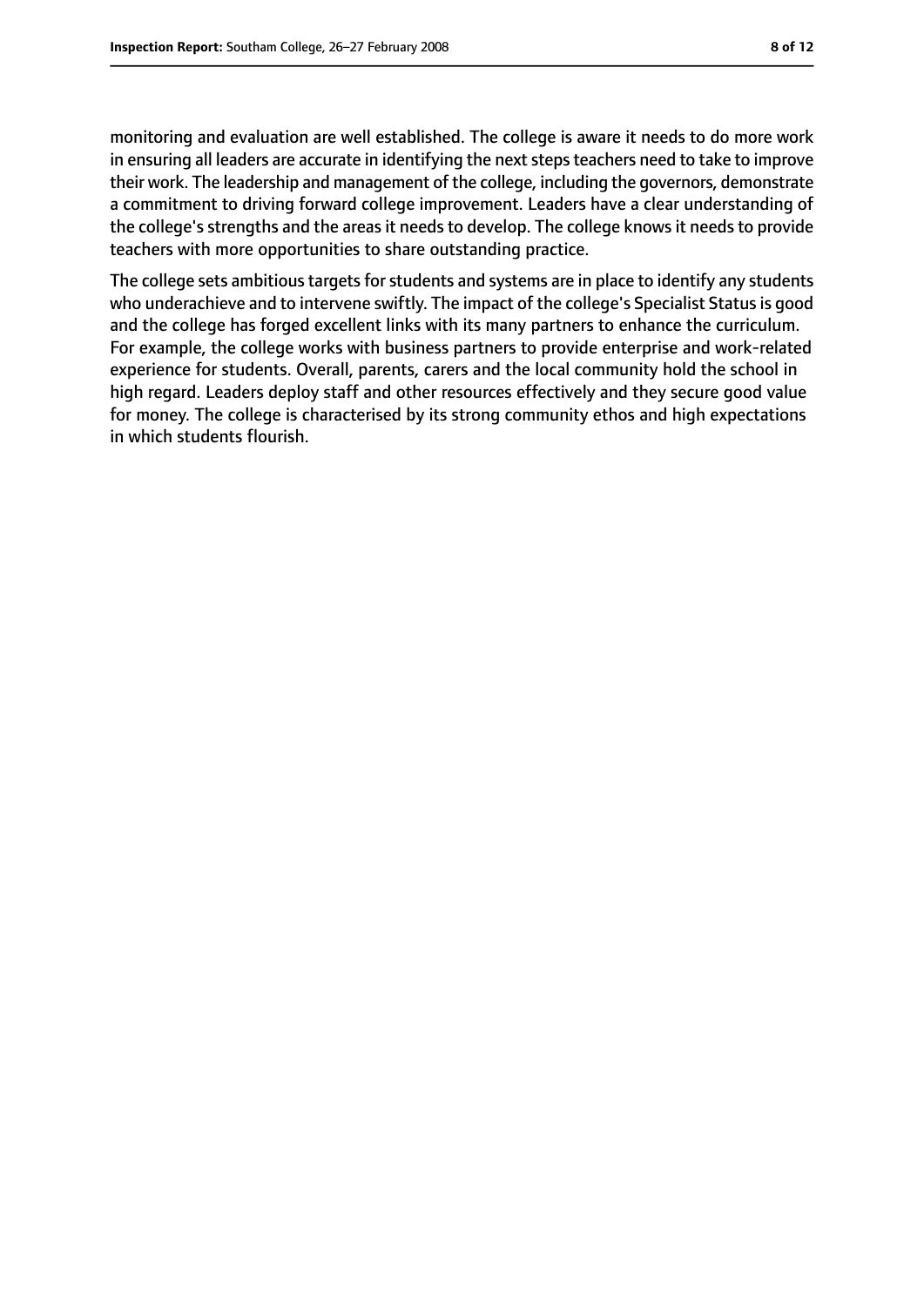monitoring and evaluation are well established. The college is aware it needs to do more work in ensuring all leaders are accurate in identifying the next steps teachers need to take to improve their work. The leadership and management of the college, including the governors, demonstrate a commitment to driving forward college improvement. Leaders have a clear understanding of the college's strengths and the areas it needs to develop. The college knows it needs to provide teachers with more opportunities to share outstanding practice.

The college sets ambitious targets for students and systems are in place to identify any students who underachieve and to intervene swiftly. The impact of the college's Specialist Status is good and the college has forged excellent links with its many partners to enhance the curriculum. For example, the college works with business partners to provide enterprise and work-related experience for students. Overall, parents, carers and the local community hold the school in high regard. Leaders deploy staff and other resources effectively and they secure good value for money. The college is characterised by its strong community ethos and high expectations in which students flourish.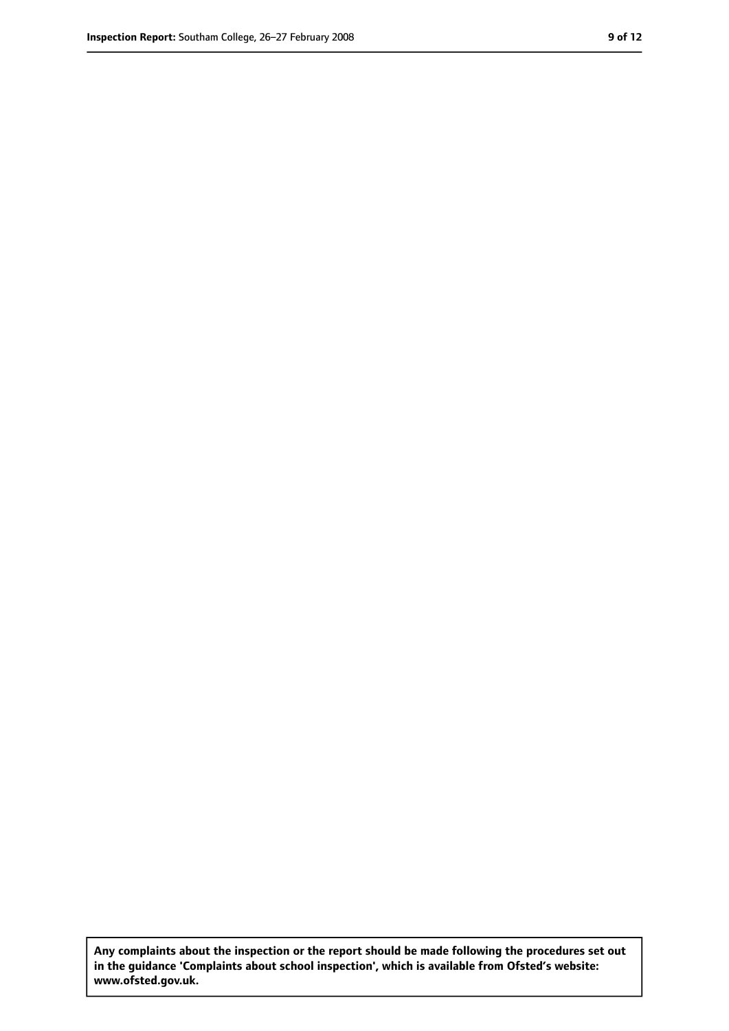**Any complaints about the inspection or the report should be made following the procedures set out in the guidance 'Complaints about school inspection', which is available from Ofsted's website: www.ofsted.gov.uk.**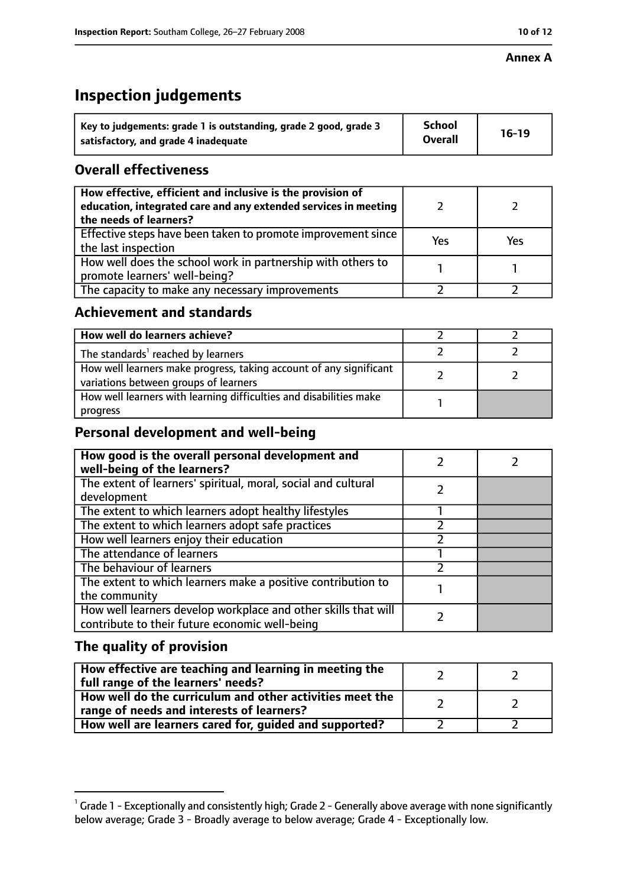**Annex A**

# Inspection judgements

| Key to judgements: grade 1 is outstanding, grade 2 good, grade 3 satisfactory, and grade 4 inadequate | School Overall | 16-19 |
|---|---|---|

## Overall effectiveness

| | | |
|---|---|---|
| **How effective, efficient and inclusive is the provision of education, integrated care and any extended services in meeting the needs of learners?** | 2 | 2 |
| Effective steps have been taken to promote improvement since the last inspection | Yes | Yes |
| How well does the school work in partnership with others to promote learners' well-being? | 1 | 1 |
| The capacity to make any necessary improvements | 2 | 2 |

## Achievement and standards

| | | |
|---|---|---|
| **How well do learners achieve?** | 2 | 2 |
| The standards[1] reached by learners | 2 | 2 |
| How well learners make progress, taking account of any significant variations between groups of learners | 2 | 2 |
| How well learners with learning difficulties and disabilities make progress | 1 | |

## Personal development and well-being

| | | |
|---|---|---|
| **How good is the overall personal development and well-being of the learners?** | 2 | 2 |
| The extent of learners' spiritual, moral, social and cultural development | 2 | |
| The extent to which learners adopt healthy lifestyles | 1 | |
| The extent to which learners adopt safe practices | 2 | |
| How well learners enjoy their education | 2 | |
| The attendance of learners | 1 | |
| The behaviour of learners | 2 | |
| The extent to which learners make a positive contribution to the community | 1 | |
| How well learners develop workplace and other skills that will contribute to their future economic well-being | 2 | |

## The quality of provision

| | | |
|---|---|---|
| **How effective are teaching and learning in meeting the full range of the learners' needs?** | 2 | 2 |
| **How well do the curriculum and other activities meet the range of needs and interests of learners?** | 2 | 2 |
| **How well are learners cared for, guided and supported?** | 2 | 2 |

[1] Grade 1 - Exceptionally and consistently high; Grade 2 - Generally above average with none significantly below average; Grade 3 - Broadly average to below average; Grade 4 - Exceptionally low.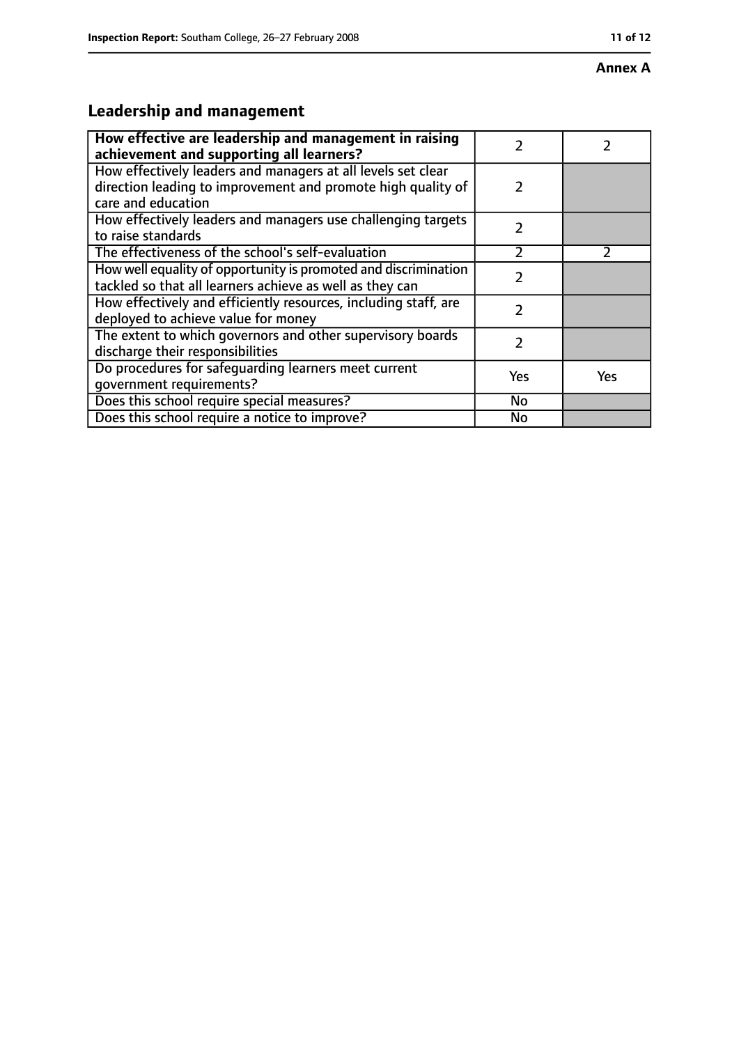**Annex A**

## Leadership and management

| How effective are leadership and management in raising achievement and supporting all learners? | 2 | 2 |
|---|---|---|
| How effectively leaders and managers at all levels set clear direction leading to improvement and promote high quality of care and education | 2 | |
| How effectively leaders and managers use challenging targets to raise standards | 2 | |
| The effectiveness of the school's self-evaluation | 2 | 2 |
| How well equality of opportunity is promoted and discrimination tackled so that all learners achieve as well as they can | 2 | |
| How effectively and efficiently resources, including staff, are deployed to achieve value for money | 2 | |
| The extent to which governors and other supervisory boards discharge their responsibilities | 2 | |
| Do procedures for safeguarding learners meet current government requirements? | Yes | Yes |
| Does this school require special measures? | No | |
| Does this school require a notice to improve? | No | |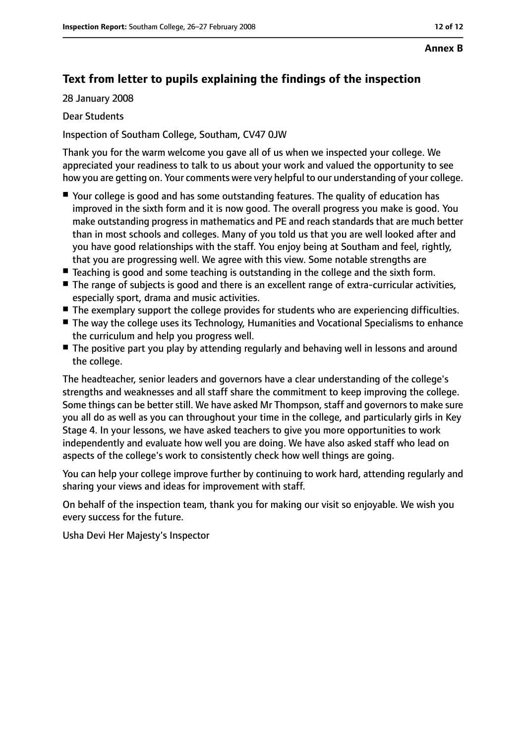**Annex B**

## Text from letter to pupils explaining the findings of the inspection

28 January 2008

Dear Students

Inspection of Southam College, Southam, CV47 0JW

Thank you for the warm welcome you gave all of us when we inspected your college. We appreciated your readiness to talk to us about your work and valued the opportunity to see how you are getting on. Your comments were very helpful to our understanding of your college.

- Your college is good and has some outstanding features. The quality of education has improved in the sixth form and it is now good. The overall progress you make is good. You make outstanding progress in mathematics and PE and reach standards that are much better than in most schools and colleges. Many of you told us that you are well looked after and you have good relationships with the staff. You enjoy being at Southam and feel, rightly, that you are progressing well. We agree with this view. Some notable strengths are
- Teaching is good and some teaching is outstanding in the college and the sixth form.
- The range of subjects is good and there is an excellent range of extra-curricular activities, especially sport, drama and music activities.
- The exemplary support the college provides for students who are experiencing difficulties.
- The way the college uses its Technology, Humanities and Vocational Specialisms to enhance the curriculum and help you progress well.
- The positive part you play by attending regularly and behaving well in lessons and around the college.

The headteacher, senior leaders and governors have a clear understanding of the college's strengths and weaknesses and all staff share the commitment to keep improving the college. Some things can be better still. We have asked Mr Thompson, staff and governors to make sure you all do as well as you can throughout your time in the college, and particularly girls in Key Stage 4. In your lessons, we have asked teachers to give you more opportunities to work independently and evaluate how well you are doing. We have also asked staff who lead on aspects of the college's work to consistently check how well things are going.

You can help your college improve further by continuing to work hard, attending regularly and sharing your views and ideas for improvement with staff.

On behalf of the inspection team, thank you for making our visit so enjoyable. We wish you every success for the future.

Usha Devi Her Majesty's Inspector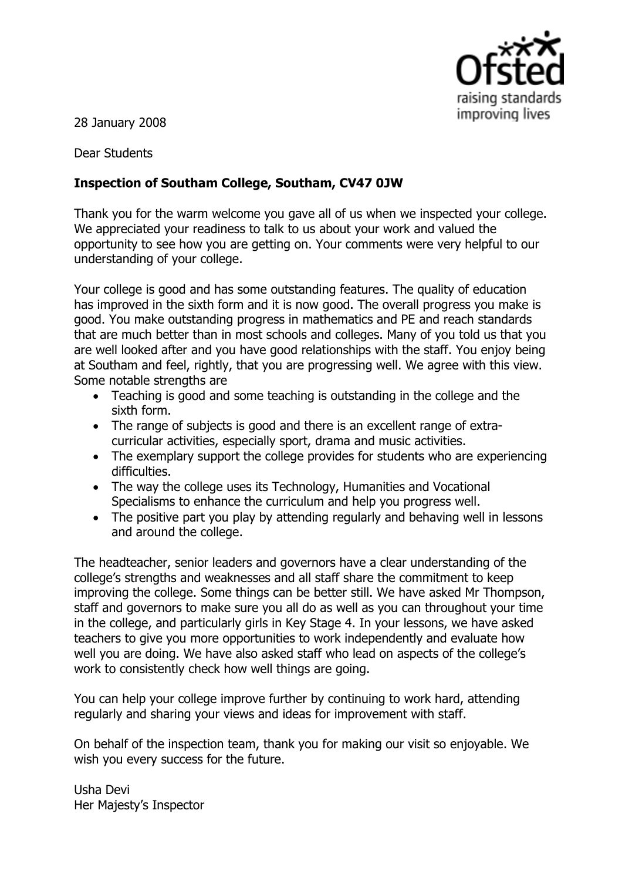28 January 2008

Dear Students

**Inspection of Southam College, Southam, CV47 0JW**

Thank you for the warm welcome you gave all of us when we inspected your college. We appreciated your readiness to talk to us about your work and valued the opportunity to see how you are getting on. Your comments were very helpful to our understanding of your college.

Your college is good and has some outstanding features. The quality of education has improved in the sixth form and it is now good. The overall progress you make is good. You make outstanding progress in mathematics and PE and reach standards that are much better than in most schools and colleges. Many of you told us that you are well looked after and you have good relationships with the staff. You enjoy being at Southam and feel, rightly, that you are progressing well. We agree with this view. Some notable strengths are

- Teaching is good and some teaching is outstanding in the college and the sixth form.
- The range of subjects is good and there is an excellent range of extra-curricular activities, especially sport, drama and music activities.
- The exemplary support the college provides for students who are experiencing difficulties.
- The way the college uses its Technology, Humanities and Vocational Specialisms to enhance the curriculum and help you progress well.
- The positive part you play by attending regularly and behaving well in lessons and around the college.

The headteacher, senior leaders and governors have a clear understanding of the college's strengths and weaknesses and all staff share the commitment to keep improving the college. Some things can be better still. We have asked Mr Thompson, staff and governors to make sure you all do as well as you can throughout your time in the college, and particularly girls in Key Stage 4. In your lessons, we have asked teachers to give you more opportunities to work independently and evaluate how well you are doing. We have also asked staff who lead on aspects of the college's work to consistently check how well things are going.

You can help your college improve further by continuing to work hard, attending regularly and sharing your views and ideas for improvement with staff.

On behalf of the inspection team, thank you for making our visit so enjoyable. We wish you every success for the future.

Usha Devi
Her Majesty's Inspector